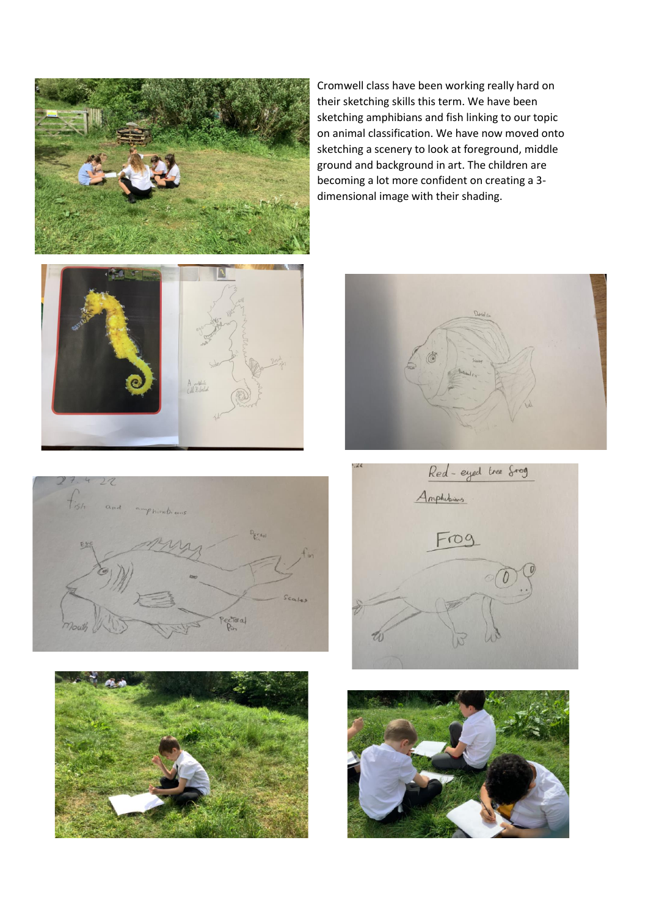Cromwell class have been working really hard on their sketching skills this term. We have been sketching amphibians and fish linking to our topic on animal classification. We have now moved onto sketching a scenery to look at foreground, middle ground and background in art. The children are becoming a lot more confident on creating a 3-dimensional image with their shading.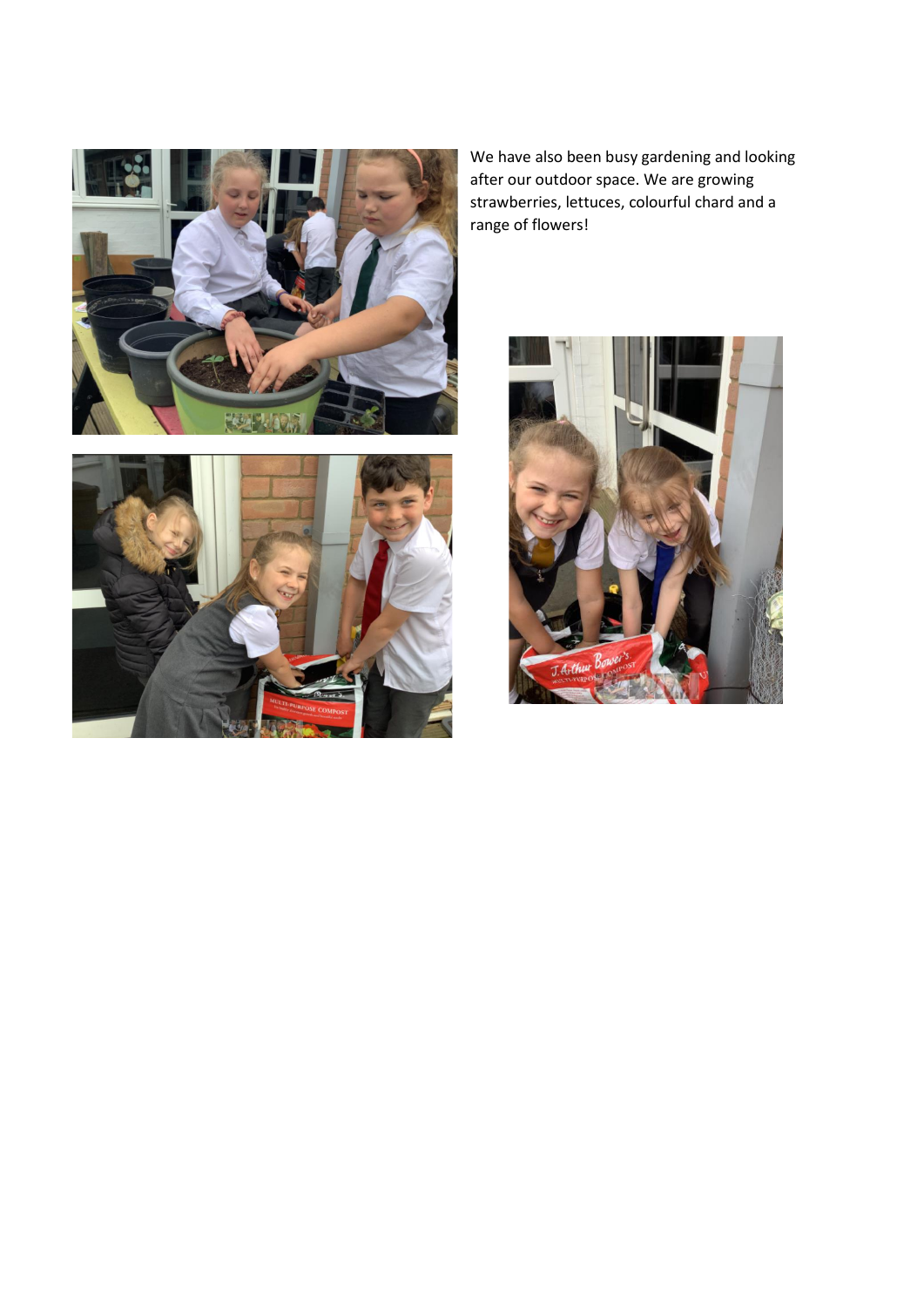We have also been busy gardening and looking after our outdoor space. We are growing strawberries, lettuces, colourful chard and a range of flowers!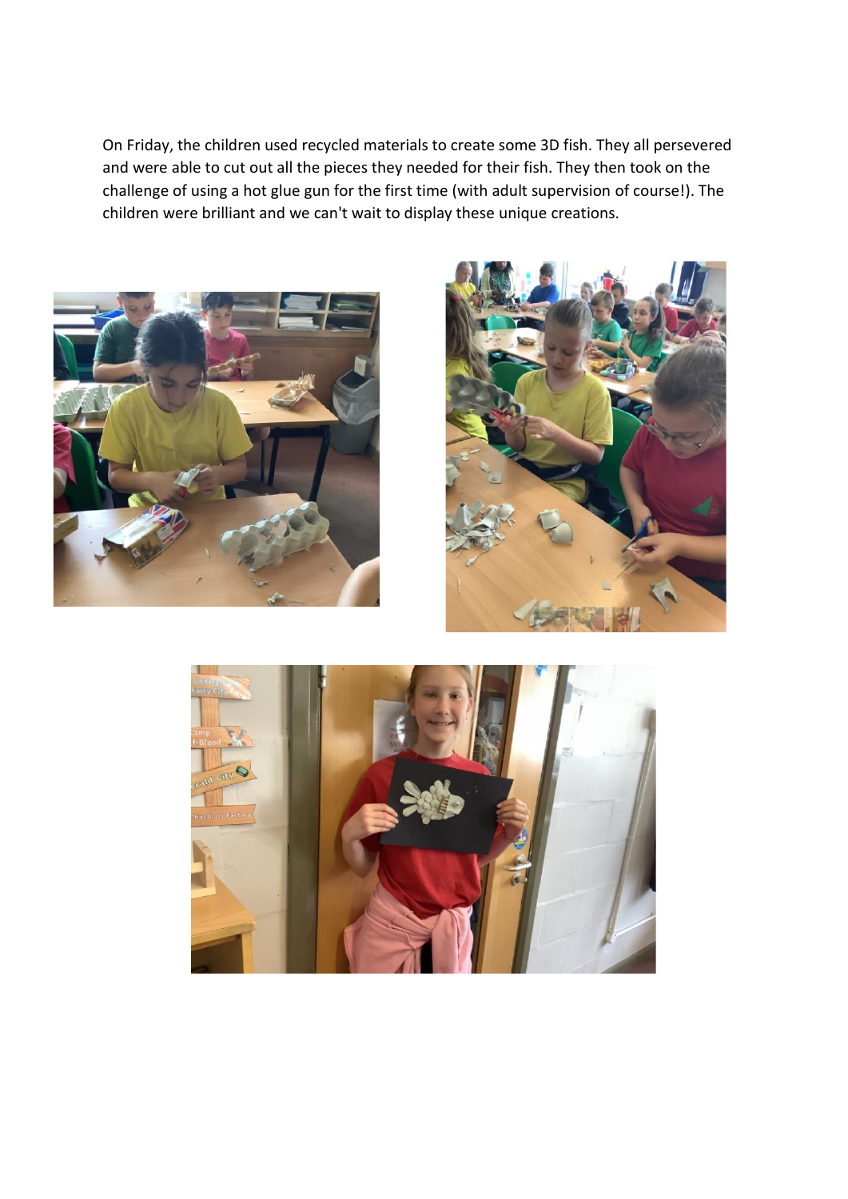On Friday, the children used recycled materials to create some 3D fish. They all persevered and were able to cut out all the pieces they needed for their fish. They then took on the challenge of using a hot glue gun for the first time (with adult supervision of course!). The children were brilliant and we can't wait to display these unique creations.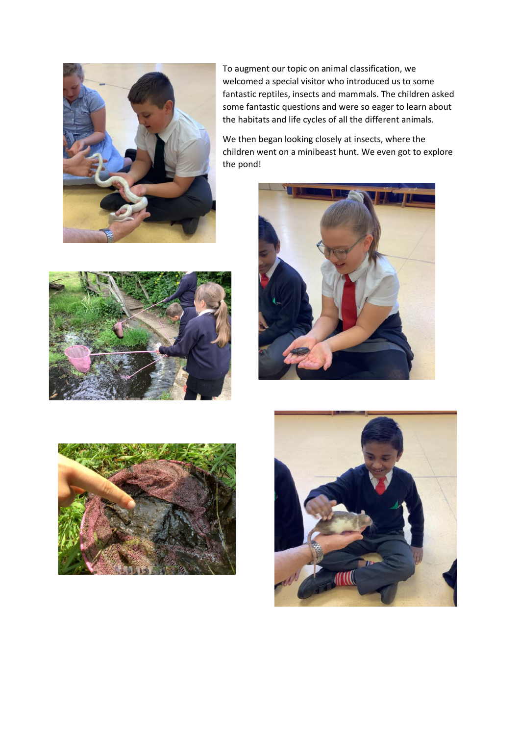To augment our topic on animal classification, we welcomed a special visitor who introduced us to some fantastic reptiles, insects and mammals. The children asked some fantastic questions and were so eager to learn about the habitats and life cycles of all the different animals.

We then began looking closely at insects, where the children went on a minibeast hunt. We even got to explore the pond!